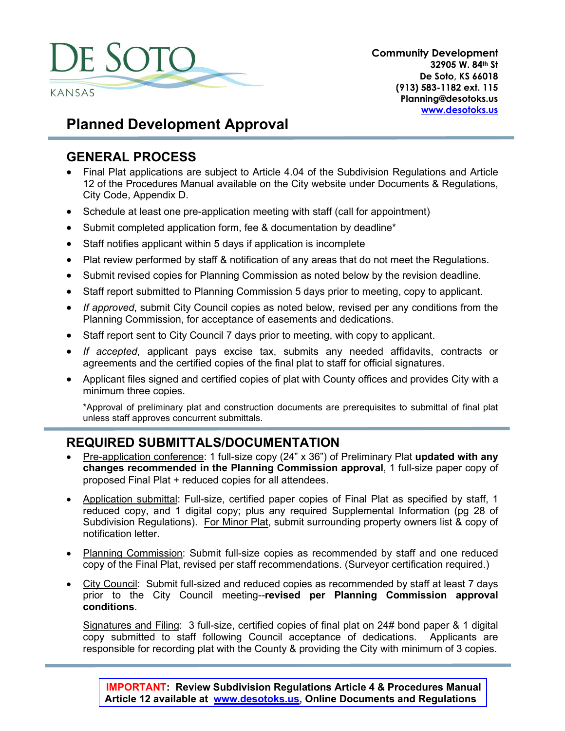DE SOTO
KANSAS

**Community Development**
**32905 W. 84th St**
**De Soto, KS 66018**
**(913) 583-1182 ext. 115**
**Planning@desotoks.us**
**www.desotoks.us**

# Planned Development Approval

## GENERAL PROCESS

- Final Plat applications are subject to Article 4.04 of the Subdivision Regulations and Article 12 of the Procedures Manual available on the City website under Documents & Regulations, City Code, Appendix D.
- Schedule at least one pre-application meeting with staff (call for appointment)
- Submit completed application form, fee & documentation by deadline*
- Staff notifies applicant within 5 days if application is incomplete
- Plat review performed by staff & notification of any areas that do not meet the Regulations.
- Submit revised copies for Planning Commission as noted below by the revision deadline.
- Staff report submitted to Planning Commission 5 days prior to meeting, copy to applicant.
- *If approved*, submit City Council copies as noted below, revised per any conditions from the Planning Commission, for acceptance of easements and dedications.
- Staff report sent to City Council 7 days prior to meeting, with copy to applicant.
- *If accepted*, applicant pays excise tax, submits any needed affidavits, contracts or agreements and the certified copies of the final plat to staff for official signatures.
- Applicant files signed and certified copies of plat with County offices and provides City with a minimum three copies.

  *Approval of preliminary plat and construction documents are prerequisites to submittal of final plat unless staff approves concurrent submittals.

## REQUIRED SUBMITTALS/DOCUMENTATION

- Pre-application conference: 1 full-size copy (24" x 36") of Preliminary Plat **updated with any changes recommended in the Planning Commission approval**, 1 full-size paper copy of proposed Final Plat + reduced copies for all attendees.
- Application submittal: Full-size, certified paper copies of Final Plat as specified by staff, 1 reduced copy, and 1 digital copy; plus any required Supplemental Information (pg 28 of Subdivision Regulations). For Minor Plat, submit surrounding property owners list & copy of notification letter.
- Planning Commission: Submit full-size copies as recommended by staff and one reduced copy of the Final Plat, revised per staff recommendations. (Surveyor certification required.)
- City Council: Submit full-sized and reduced copies as recommended by staff at least 7 days prior to the City Council meeting--**revised per Planning Commission approval conditions**.

  Signatures and Filing: 3 full-size, certified copies of final plat on 24# bond paper & 1 digital copy submitted to staff following Council acceptance of dedications. Applicants are responsible for recording plat with the County & providing the City with minimum of 3 copies.

**IMPORTANT: Review Subdivision Regulations Article 4 & Procedures Manual Article 12 available at www.desotoks.us, Online Documents and Regulations**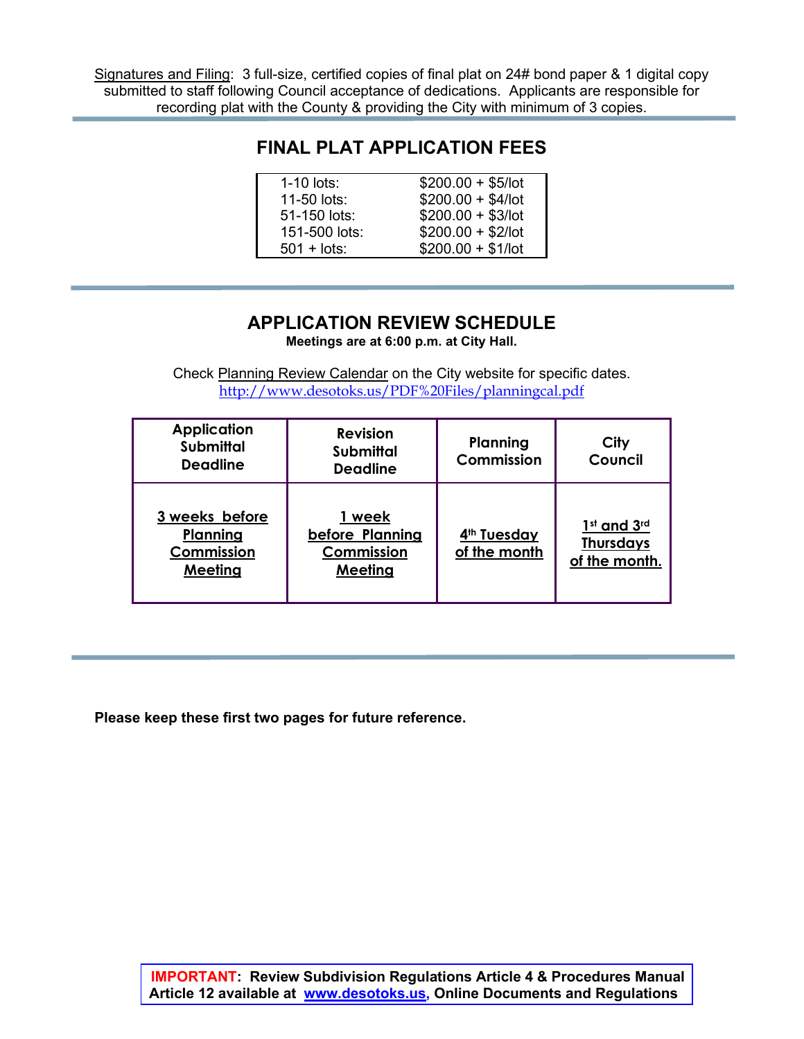Signatures and Filing: 3 full-size, certified copies of final plat on 24# bond paper & 1 digital copy submitted to staff following Council acceptance of dedications. Applicants are responsible for recording plat with the County & providing the City with minimum of 3 copies.

## FINAL PLAT APPLICATION FEES

| | |
|---|---|
| 1-10 lots: | $200.00 + $5/lot |
| 11-50 lots: | $200.00 + $4/lot |
| 51-150 lots: | $200.00 + $3/lot |
| 151-500 lots: | $200.00 + $2/lot |
| 501 + lots: | $200.00 + $1/lot |

## APPLICATION REVIEW SCHEDULE

**Meetings are at 6:00 p.m. at City Hall.**

Check Planning Review Calendar on the City website for specific dates.
http://www.desotoks.us/PDF%20Files/planningcal.pdf

| Application Submittal Deadline | Revision Submittal Deadline | Planning Commission | City Council |
|---|---|---|---|
| 3 weeks before Planning Commission Meeting | 1 week before Planning Commission Meeting | 4th Tuesday of the month | 1st and 3rd Thursdays of the month. |

**Please keep these first two pages for future reference.**

**IMPORTANT: Review Subdivision Regulations Article 4 & Procedures Manual Article 12 available at www.desotoks.us, Online Documents and Regulations**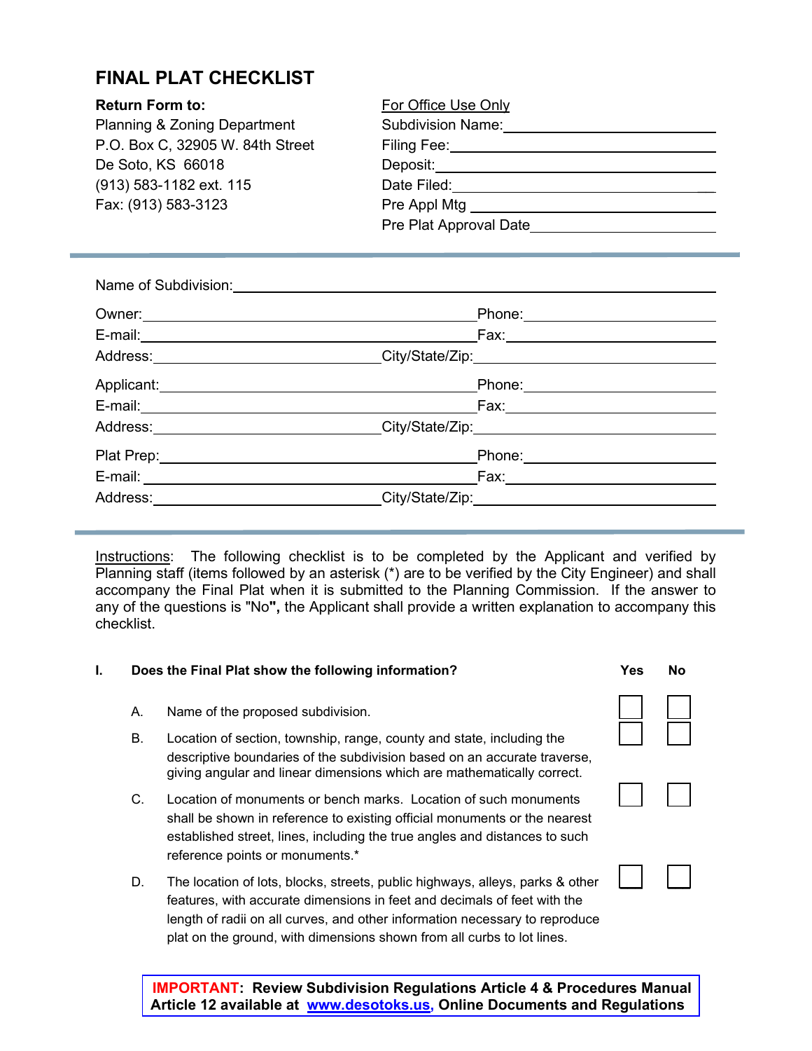# FINAL PLAT CHECKLIST

**Return Form to:**
Planning & Zoning Department
P.O. Box C, 32905 W. 84th Street
De Soto, KS 66018
(913) 583-1182 ext. 115
Fax: (913) 583-3123

For Office Use Only
Subdivision Name: \_\_\_\_\_\_\_\_\_\_\_\_\_\_\_\_\_\_\_\_
Filing Fee: \_\_\_\_\_\_\_\_\_\_\_\_\_\_\_\_\_\_\_\_
Deposit: \_\_\_\_\_\_\_\_\_\_\_\_\_\_\_\_\_\_\_\_
Date Filed: \_\_\_\_\_\_\_\_\_\_\_\_\_\_\_\_\_\_\_\_
Pre Appl Mtg \_\_\_\_\_\_\_\_\_\_\_\_\_\_\_\_\_\_\_\_
Pre Plat Approval Date \_\_\_\_\_\_\_\_\_\_\_\_\_\_\_\_\_\_\_\_

---

Name of Subdivision: \_\_\_\_\_\_\_\_\_\_\_\_\_\_\_\_\_\_\_\_

Owner: \_\_\_\_\_\_\_\_\_\_\_\_\_\_\_\_\_\_\_\_ Phone: \_\_\_\_\_\_\_\_\_\_\_\_\_\_\_\_\_\_\_\_
E-mail: \_\_\_\_\_\_\_\_\_\_\_\_\_\_\_\_\_\_\_\_ Fax: \_\_\_\_\_\_\_\_\_\_\_\_\_\_\_\_\_\_\_\_
Address: \_\_\_\_\_\_\_\_\_\_\_\_\_\_\_\_\_\_\_\_ City/State/Zip: \_\_\_\_\_\_\_\_\_\_\_\_\_\_\_\_\_\_\_\_

Applicant: \_\_\_\_\_\_\_\_\_\_\_\_\_\_\_\_\_\_\_\_ Phone: \_\_\_\_\_\_\_\_\_\_\_\_\_\_\_\_\_\_\_\_
E-mail: \_\_\_\_\_\_\_\_\_\_\_\_\_\_\_\_\_\_\_\_ Fax: \_\_\_\_\_\_\_\_\_\_\_\_\_\_\_\_\_\_\_\_
Address: \_\_\_\_\_\_\_\_\_\_\_\_\_\_\_\_\_\_\_\_ City/State/Zip: \_\_\_\_\_\_\_\_\_\_\_\_\_\_\_\_\_\_\_\_

Plat Prep: \_\_\_\_\_\_\_\_\_\_\_\_\_\_\_\_\_\_\_\_ Phone: \_\_\_\_\_\_\_\_\_\_\_\_\_\_\_\_\_\_\_\_
E-mail: \_\_\_\_\_\_\_\_\_\_\_\_\_\_\_\_\_\_\_\_ Fax: \_\_\_\_\_\_\_\_\_\_\_\_\_\_\_\_\_\_\_\_
Address: \_\_\_\_\_\_\_\_\_\_\_\_\_\_\_\_\_\_\_\_ City/State/Zip: \_\_\_\_\_\_\_\_\_\_\_\_\_\_\_\_\_\_\_\_

---

Instructions: The following checklist is to be completed by the Applicant and verified by Planning staff (items followed by an asterisk (*) are to be verified by the City Engineer) and shall accompany the Final Plat when it is submitted to the Planning Commission. If the answer to any of the questions is "No**"**, the Applicant shall provide a written explanation to accompany this checklist.

| **I.** | **Does the Final Plat show the following information?** | **Yes** | **No** |
|---|---|---|---|
| A. | Name of the proposed subdivision. | ☐ | ☐ |
| B. | Location of section, township, range, county and state, including the descriptive boundaries of the subdivision based on an accurate traverse, giving angular and linear dimensions which are mathematically correct. | ☐ | ☐ |
| C. | Location of monuments or bench marks. Location of such monuments shall be shown in reference to existing official monuments or the nearest established street, lines, including the true angles and distances to such reference points or monuments.* | ☐ | ☐ |
| D. | The location of lots, blocks, streets, public highways, alleys, parks & other features, with accurate dimensions in feet and decimals of feet with the length of radii on all curves, and other information necessary to reproduce plat on the ground, with dimensions shown from all curbs to lot lines. | ☐ | ☐ |

**IMPORTANT: Review Subdivision Regulations Article 4 & Procedures Manual Article 12 available at www.desotoks.us, Online Documents and Regulations**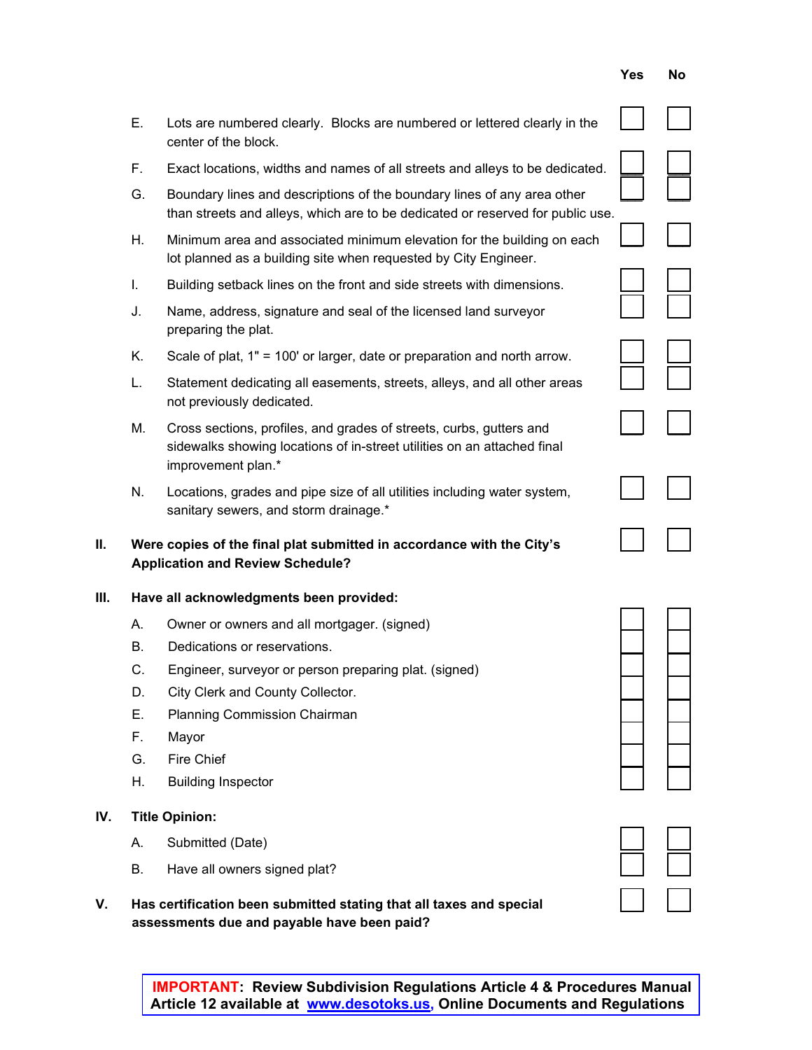| | | Yes | No |
|---|---|---|---|
| E. | Lots are numbered clearly. Blocks are numbered or lettered clearly in the center of the block. | ☐ | ☐ |
| F. | Exact locations, widths and names of all streets and alleys to be dedicated. | ☐ | ☐ |
| G. | Boundary lines and descriptions of the boundary lines of any area other than streets and alleys, which are to be dedicated or reserved for public use. | ☐ | ☐ |
| H. | Minimum area and associated minimum elevation for the building on each lot planned as a building site when requested by City Engineer. | ☐ | ☐ |
| I. | Building setback lines on the front and side streets with dimensions. | ☐ | ☐ |
| J. | Name, address, signature and seal of the licensed land surveyor preparing the plat. | ☐ | ☐ |
| K. | Scale of plat, 1" = 100' or larger, date or preparation and north arrow. | ☐ | ☐ |
| L. | Statement dedicating all easements, streets, alleys, and all other areas not previously dedicated. | ☐ | ☐ |
| M. | Cross sections, profiles, and grades of streets, curbs, gutters and sidewalks showing locations of in-street utilities on an attached final improvement plan.* | ☐ | ☐ |
| N. | Locations, grades and pipe size of all utilities including water system, sanitary sewers, and storm drainage.* | ☐ | ☐ |

| | | Yes | No |
|---|---|---|---|
| **II.** | **Were copies of the final plat submitted in accordance with the City's Application and Review Schedule?** | ☐ | ☐ |
| **III.** | **Have all acknowledgments been provided:** | | |
| A. | Owner or owners and all mortgager. (signed) | ☐ | ☐ |
| B. | Dedications or reservations. | ☐ | ☐ |
| C. | Engineer, surveyor or person preparing plat. (signed) | ☐ | ☐ |
| D. | City Clerk and County Collector. | ☐ | ☐ |
| E. | Planning Commission Chairman | ☐ | ☐ |
| F. | Mayor | ☐ | ☐ |
| G. | Fire Chief | ☐ | ☐ |
| H. | Building Inspector | ☐ | ☐ |
| **IV.** | **Title Opinion:** | | |
| A. | Submitted (Date) | ☐ | ☐ |
| B. | Have all owners signed plat? | ☐ | ☐ |
| **V.** | **Has certification been submitted stating that all taxes and special assessments due and payable have been paid?** | ☐ | ☐ |

**IMPORTANT: Review Subdivision Regulations Article 4 & Procedures Manual Article 12 available at [www.desotoks.us](http://www.desotoks.us), Online Documents and Regulations**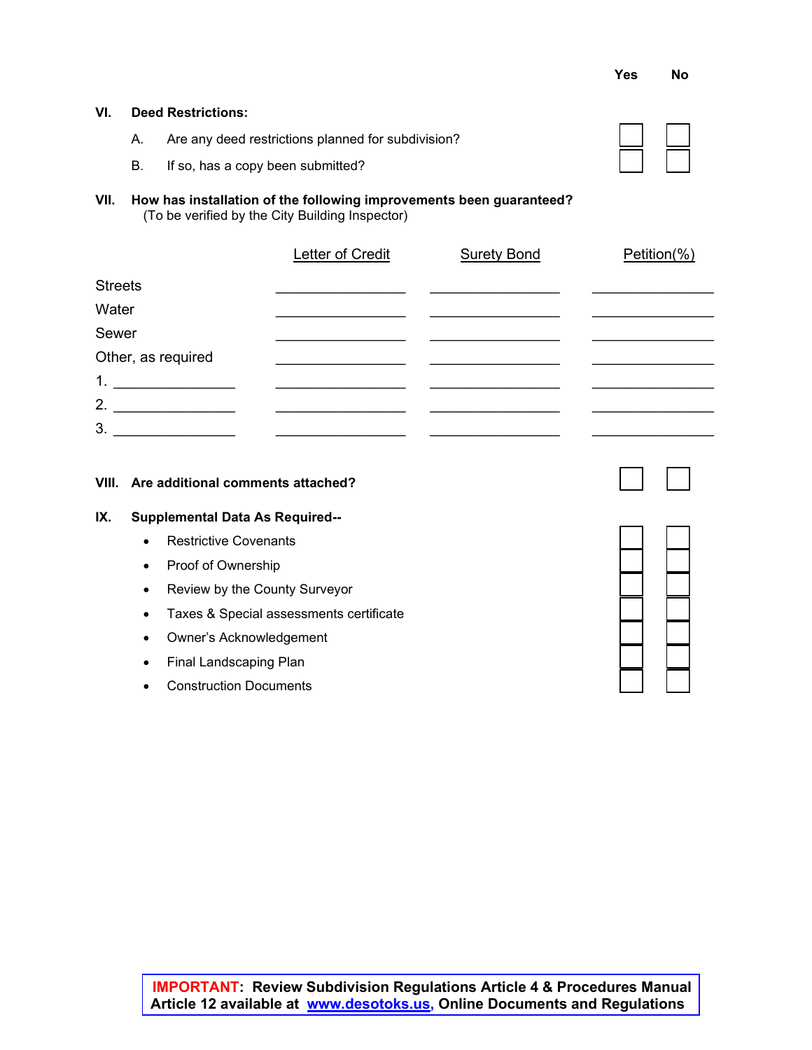| | Yes | No |
|---|---|---|
| **VI. Deed Restrictions:** | | |
| A. Are any deed restrictions planned for subdivision? | ☐ | ☐ |
| B. If so, has a copy been submitted? | ☐ | ☐ |

**VII. How has installation of the following improvements been guaranteed?**
(To be verified by the City Building Inspector)

| | Letter of Credit | Surety Bond | Petition(%) |
|---|---|---|---|
| Streets | ________________ | ________________ | ________________ |
| Water | ________________ | ________________ | ________________ |
| Sewer | ________________ | ________________ | ________________ |
| Other, as required | ________________ | ________________ | ________________ |
| 1. _______________ | ________________ | ________________ | ________________ |
| 2. _______________ | ________________ | ________________ | ________________ |
| 3. _______________ | ________________ | ________________ | ________________ |

| | Yes | No |
|---|---|---|
| **VIII. Are additional comments attached?** | ☐ | ☐ |
| **IX. Supplemental Data As Required--** | | |
| • Restrictive Covenants | ☐ | ☐ |
| • Proof of Ownership | ☐ | ☐ |
| • Review by the County Surveyor | ☐ | ☐ |
| • Taxes & Special assessments certificate | ☐ | ☐ |
| • Owner's Acknowledgement | ☐ | ☐ |
| • Final Landscaping Plan | ☐ | ☐ |
| • Construction Documents | ☐ | ☐ |

**IMPORTANT: Review Subdivision Regulations Article 4 & Procedures Manual Article 12 available at www.desotoks.us, Online Documents and Regulations**